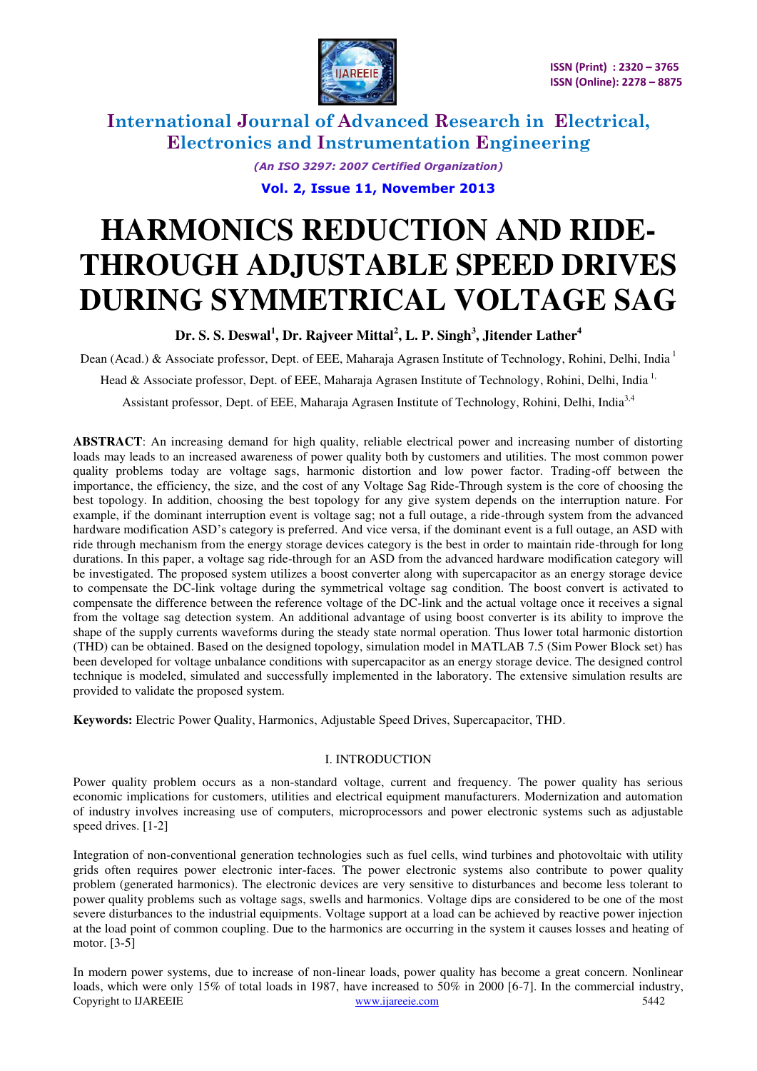# HARMONICS REDUCTION AND RIDE-THROUGH ADJUSTABLE SPEED DRIVES DURING SYMMETRICAL VOLTAGE SAG

**Dr. S. S. Deswal[1], Dr. Rajveer Mittal[2], L. P. Singh[3], Jitender Lather[4]**

Dean (Acad.) & Associate professor, Dept. of EEE, Maharaja Agrasen Institute of Technology, Rohini, Delhi, India [1]

Head & Associate professor, Dept. of EEE, Maharaja Agrasen Institute of Technology, Rohini, Delhi, India [1,]

Assistant professor, Dept. of EEE, Maharaja Agrasen Institute of Technology, Rohini, Delhi, India [3,4]

**ABSTRACT**: An increasing demand for high quality, reliable electrical power and increasing number of distorting loads may leads to an increased awareness of power quality both by customers and utilities. The most common power quality problems today are voltage sags, harmonic distortion and low power factor. Trading-off between the importance, the efficiency, the size, and the cost of any Voltage Sag Ride-Through system is the core of choosing the best topology. In addition, choosing the best topology for any give system depends on the interruption nature. For example, if the dominant interruption event is voltage sag; not a full outage, a ride-through system from the advanced hardware modification ASD's category is preferred. And vice versa, if the dominant event is a full outage, an ASD with ride through mechanism from the energy storage devices category is the best in order to maintain ride-through for long durations. In this paper, a voltage sag ride-through for an ASD from the advanced hardware modification category will be investigated. The proposed system utilizes a boost converter along with supercapacitor as an energy storage device to compensate the DC-link voltage during the symmetrical voltage sag condition. The boost convert is activated to compensate the difference between the reference voltage of the DC-link and the actual voltage once it receives a signal from the voltage sag detection system. An additional advantage of using boost converter is its ability to improve the shape of the supply currents waveforms during the steady state normal operation. Thus lower total harmonic distortion (THD) can be obtained. Based on the designed topology, simulation model in MATLAB 7.5 (Sim Power Block set) has been developed for voltage unbalance conditions with supercapacitor as an energy storage device. The designed control technique is modeled, simulated and successfully implemented in the laboratory. The extensive simulation results are provided to validate the proposed system.

**Keywords:** Electric Power Quality, Harmonics, Adjustable Speed Drives, Supercapacitor, THD.

## I. INTRODUCTION

Power quality problem occurs as a non-standard voltage, current and frequency. The power quality has serious economic implications for customers, utilities and electrical equipment manufacturers. Modernization and automation of industry involves increasing use of computers, microprocessors and power electronic systems such as adjustable speed drives. [1-2]

Integration of non-conventional generation technologies such as fuel cells, wind turbines and photovoltaic with utility grids often requires power electronic inter-faces. The power electronic systems also contribute to power quality problem (generated harmonics). The electronic devices are very sensitive to disturbances and become less tolerant to power quality problems such as voltage sags, swells and harmonics. Voltage dips are considered to be one of the most severe disturbances to the industrial equipments. Voltage support at a load can be achieved by reactive power injection at the load point of common coupling. Due to the harmonics are occurring in the system it causes losses and heating of motor. [3-5]

In modern power systems, due to increase of non-linear loads, power quality has become a great concern. Nonlinear loads, which were only 15% of total loads in 1987, have increased to 50% in 2000 [6-7]. In the commercial industry,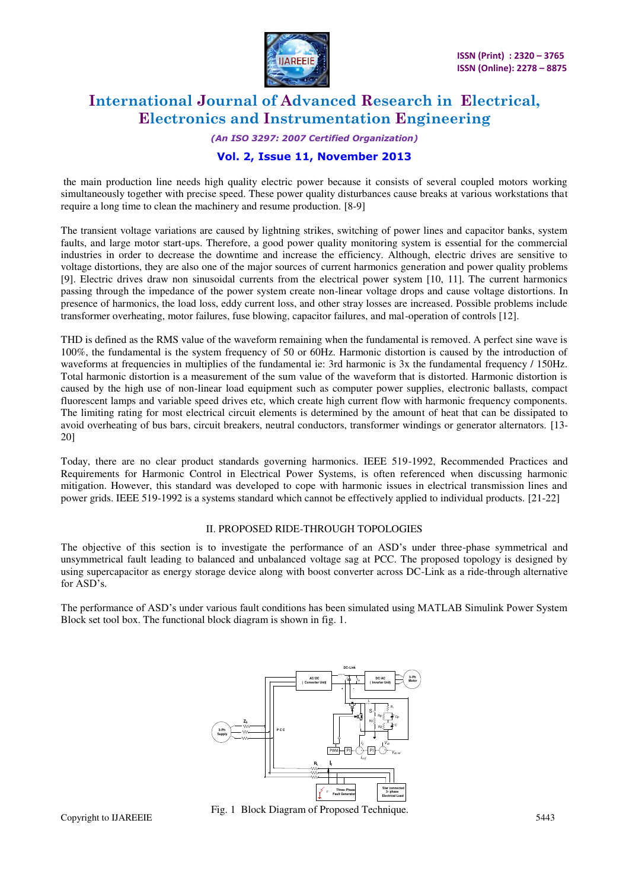the main production line needs high quality electric power because it consists of several coupled motors working simultaneously together with precise speed. These power quality disturbances cause breaks at various workstations that require a long time to clean the machinery and resume production. [8-9]

The transient voltage variations are caused by lightning strikes, switching of power lines and capacitor banks, system faults, and large motor start-ups. Therefore, a good power quality monitoring system is essential for the commercial industries in order to decrease the downtime and increase the efficiency. Although, electric drives are sensitive to voltage distortions, they are also one of the major sources of current harmonics generation and power quality problems [9]. Electric drives draw non sinusoidal currents from the electrical power system [10, 11]. The current harmonics passing through the impedance of the power system create non-linear voltage drops and cause voltage distortions. In presence of harmonics, the load loss, eddy current loss, and other stray losses are increased. Possible problems include transformer overheating, motor failures, fuse blowing, capacitor failures, and mal-operation of controls [12].

THD is defined as the RMS value of the waveform remaining when the fundamental is removed. A perfect sine wave is 100%, the fundamental is the system frequency of 50 or 60Hz. Harmonic distortion is caused by the introduction of waveforms at frequencies in multiplies of the fundamental ie: 3rd harmonic is 3x the fundamental frequency / 150Hz. Total harmonic distortion is a measurement of the sum value of the waveform that is distorted. Harmonic distortion is caused by the high use of non-linear load equipment such as computer power supplies, electronic ballasts, compact fluorescent lamps and variable speed drives etc, which create high current flow with harmonic frequency components. The limiting rating for most electrical circuit elements is determined by the amount of heat that can be dissipated to avoid overheating of bus bars, circuit breakers, neutral conductors, transformer windings or generator alternators. [13-20]

Today, there are no clear product standards governing harmonics. IEEE 519-1992, Recommended Practices and Requirements for Harmonic Control in Electrical Power Systems, is often referenced when discussing harmonic mitigation. However, this standard was developed to cope with harmonic issues in electrical transmission lines and power grids. IEEE 519-1992 is a systems standard which cannot be effectively applied to individual products. [21-22]

## II. PROPOSED RIDE-THROUGH TOPOLOGIES

The objective of this section is to investigate the performance of an ASD's under three-phase symmetrical and unsymmetrical fault leading to balanced and unbalanced voltage sag at PCC. The proposed topology is designed by using supercapacitor as energy storage device along with boost converter across DC-Link as a ride-through alternative for ASD's.

The performance of ASD's under various fault conditions has been simulated using MATLAB Simulink Power System Block set tool box. The functional block diagram is shown in fig. 1.

Fig. 1 Block Diagram of Proposed Technique.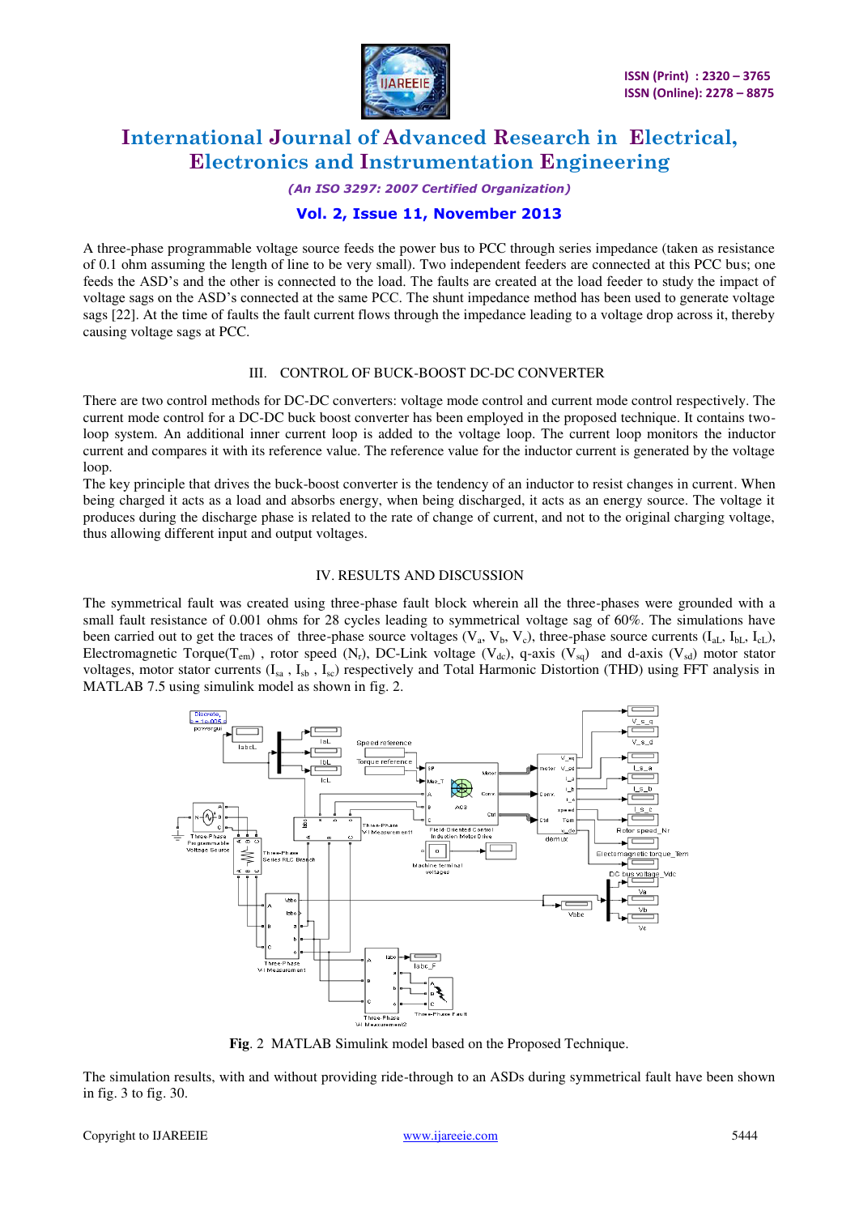A three-phase programmable voltage source feeds the power bus to PCC through series impedance (taken as resistance of 0.1 ohm assuming the length of line to be very small). Two independent feeders are connected at this PCC bus; one feeds the ASD's and the other is connected to the load. The faults are created at the load feeder to study the impact of voltage sags on the ASD's connected at the same PCC. The shunt impedance method has been used to generate voltage sags [22]. At the time of faults the fault current flows through the impedance leading to a voltage drop across it, thereby causing voltage sags at PCC.

## III. CONTROL OF BUCK-BOOST DC-DC CONVERTER

There are two control methods for DC-DC converters: voltage mode control and current mode control respectively. The current mode control for a DC-DC buck boost converter has been employed in the proposed technique. It contains two-loop system. An additional inner current loop is added to the voltage loop. The current loop monitors the inductor current and compares it with its reference value. The reference value for the inductor current is generated by the voltage loop.

The key principle that drives the buck-boost converter is the tendency of an inductor to resist changes in current. When being charged it acts as a load and absorbs energy, when being discharged, it acts as an energy source. The voltage it produces during the discharge phase is related to the rate of change of current, and not to the original charging voltage, thus allowing different input and output voltages.

## IV. RESULTS AND DISCUSSION

The symmetrical fault was created using three-phase fault block wherein all the three-phases were grounded with a small fault resistance of 0.001 ohms for 28 cycles leading to symmetrical voltage sag of 60%. The simulations have been carried out to get the traces of three-phase source voltages ($V_a$, $V_b$, $V_c$), three-phase source currents ($I_{aL}$, $I_{bL}$, $I_{cL}$), Electromagnetic Torque($T_{em}$) , rotor speed ($N_r$), DC-Link voltage ($V_{dc}$), q-axis ($V_{sq}$) and d-axis ($V_{sd}$) motor stator voltages, motor stator currents ($I_{sa}$ , $I_{sb}$ , $I_{sc}$) respectively and Total Harmonic Distortion (THD) using FFT analysis in MATLAB 7.5 using simulink model as shown in fig. 2.

**Fig**. 2 MATLAB Simulink model based on the Proposed Technique.

The simulation results, with and without providing ride-through to an ASDs during symmetrical fault have been shown in fig. 3 to fig. 30.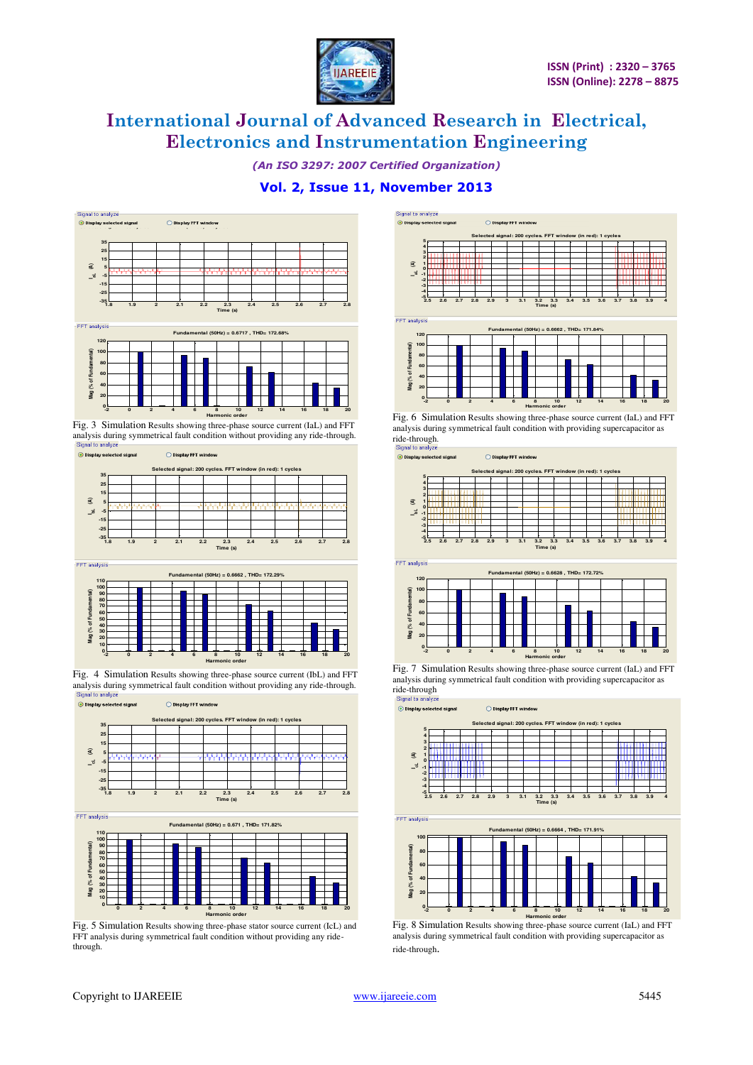Fig. 3 Simulation Results showing three-phase source current (IaL) and FFT analysis during symmetrical fault condition without providing any ride-through.

Fig. 4 Simulation Results showing three-phase source current (IbL) and FFT analysis during symmetrical fault condition without providing any ride-through.

Fig. 5 Simulation Results showing three-phase stator source current (IcL) and FFT analysis during symmetrical fault condition without providing any ride-through.

Fig. 6 Simulation Results showing three-phase source current (IaL) and FFT analysis during symmetrical fault condition with providing supercapacitor as ride-through.

Fig. 7 Simulation Results showing three-phase source current (IaL) and FFT analysis during symmetrical fault condition with providing supercapacitor as ride-through

Fig. 8 Simulation Results showing three-phase source current (IaL) and FFT analysis during symmetrical fault condition with providing supercapacitor as ride-through.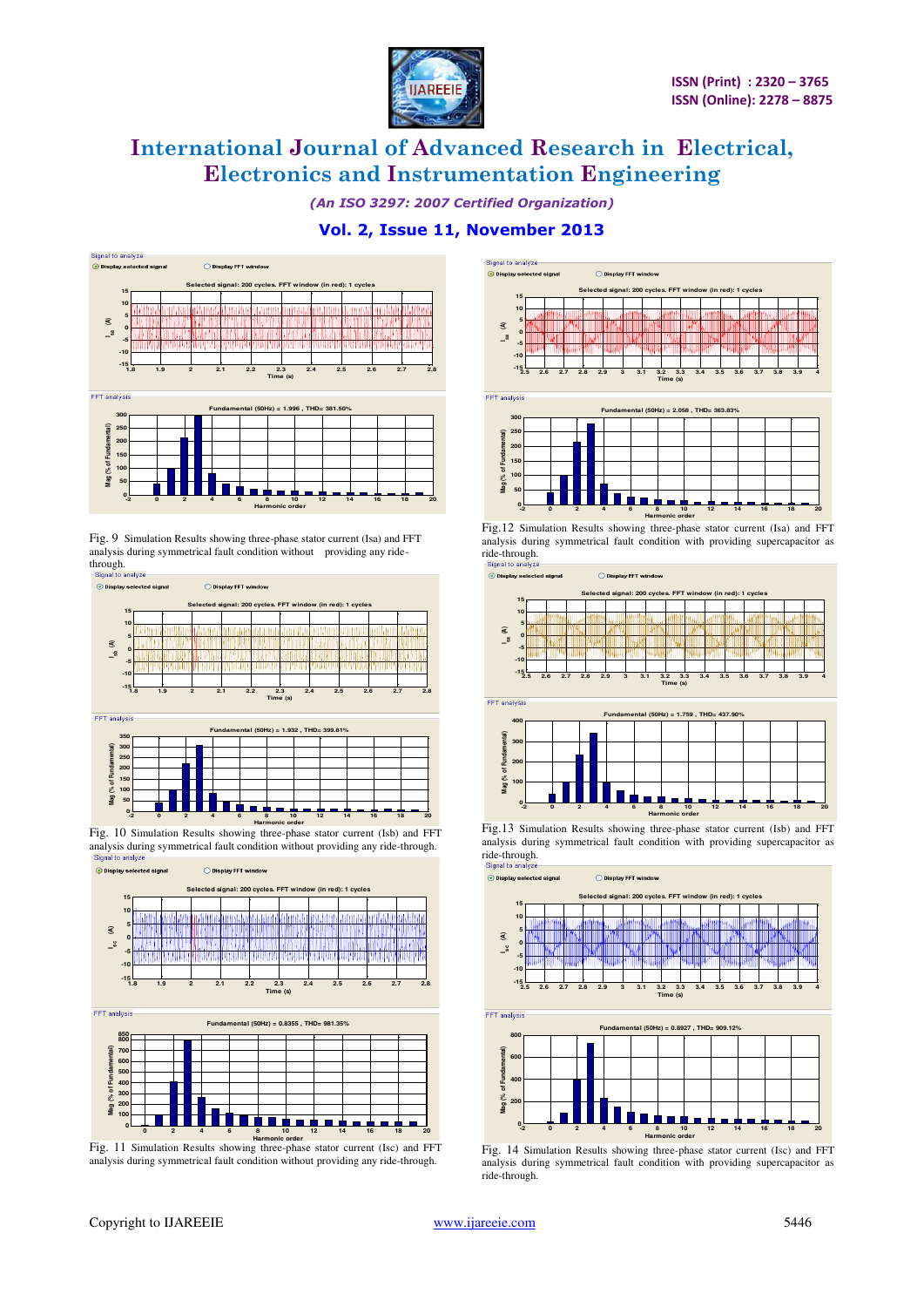Fig. 9 Simulation Results showing three-phase stator current (Isa) and FFT analysis during symmetrical fault condition without providing any ride-through.

Fig. 10 Simulation Results showing three-phase stator current (Isb) and FFT analysis during symmetrical fault condition without providing any ride-through.

Fig. 11 Simulation Results showing three-phase stator current (Isc) and FFT analysis during symmetrical fault condition without providing any ride-through.

Fig.12 Simulation Results showing three-phase stator current (Isa) and FFT analysis during symmetrical fault condition with providing supercapacitor as ride-through.

Fig.13 Simulation Results showing three-phase stator current (Isb) and FFT analysis during symmetrical fault condition with providing supercapacitor as ride-through.

Fig. 14 Simulation Results showing three-phase stator current (Isc) and FFT analysis during symmetrical fault condition with providing supercapacitor as ride-through.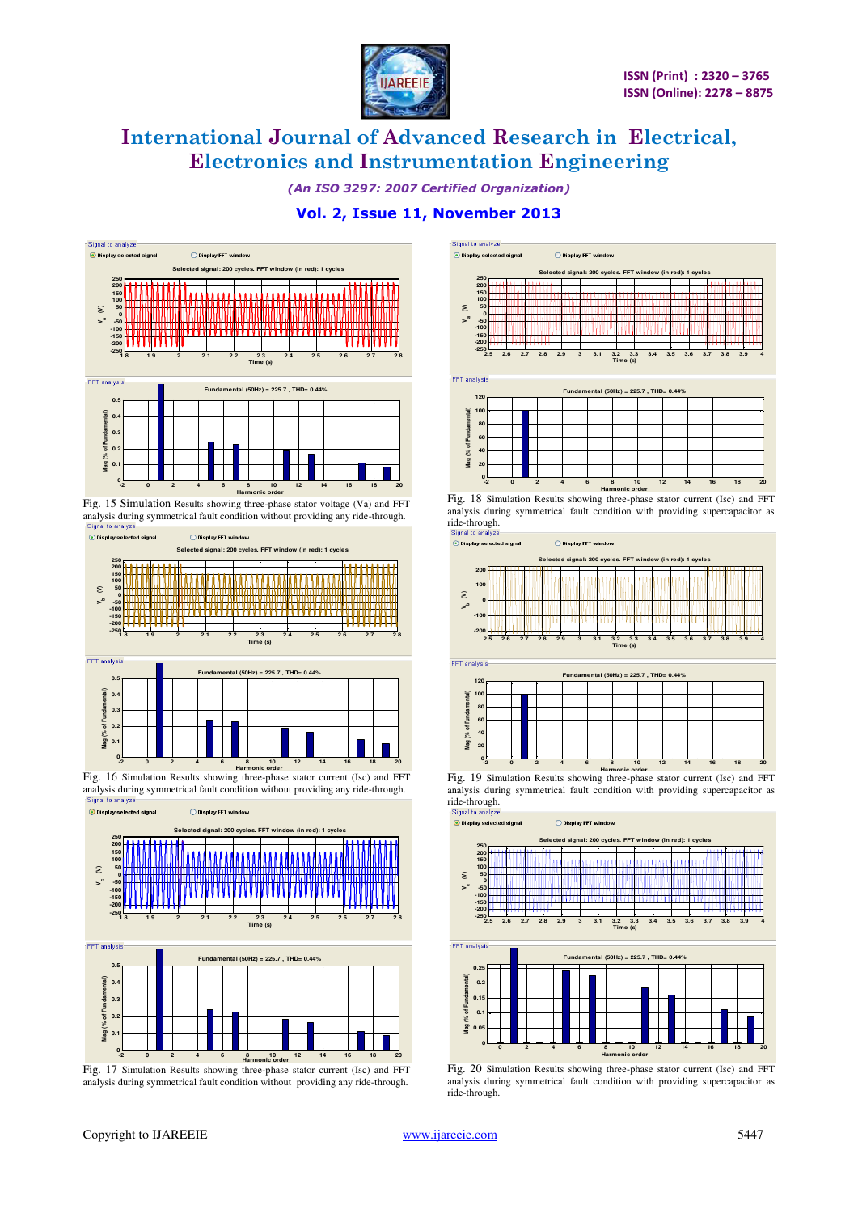Fig. 15 Simulation Results showing three-phase stator voltage (Va) and FFT analysis during symmetrical fault condition without providing any ride-through.

Fig. 16 Simulation Results showing three-phase stator current (Isc) and FFT analysis during symmetrical fault condition without providing any ride-through.

Fig. 17 Simulation Results showing three-phase stator current (Isc) and FFT analysis during symmetrical fault condition without providing any ride-through.

Fig. 18 Simulation Results showing three-phase stator current (Isc) and FFT analysis during symmetrical fault condition with providing supercapacitor as ride-through.

Fig. 19 Simulation Results showing three-phase stator current (Isc) and FFT analysis during symmetrical fault condition with providing supercapacitor as ride-through.

Fig. 20 Simulation Results showing three-phase stator current (Isc) and FFT analysis during symmetrical fault condition with providing supercapacitor as ride-through.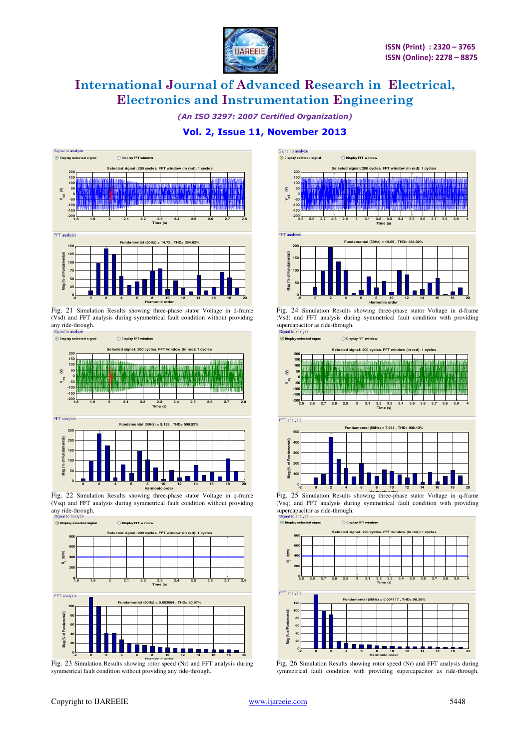Fig. 21 Simulation Results showing three-phase stator Voltage in d-frame ($V_{sd}$) and FFT analysis during symmetrical fault condition without providing any ride-through.

Fig. 22 Simulation Results showing three-phase stator Voltage in q-frame ($V_{sq}$) and FFT analysis during symmetrical fault condition without providing any ride-through.

Fig. 23 Simulation Results showing rotor speed (Nr) and FFT analysis during symmetrical fault condition without providing any ride-through.

Fig. 24 Simulation Results showing three-phase stator Voltage in d-frame ($V_{sd}$) and FFT analysis during symmetrical fault condition with providing supercapacitor as ride-through.

Fig. 25 Simulation Results showing three-phase stator Voltage in q-frame ($V_{sq}$) and FFT analysis during symmetrical fault condition with providing supercapacitor as ride-through.

Fig. 26 Simulation Results showing rotor speed (Nr) and FFT analysis during symmetrical fault condition with providing supercapacitor as ride-through.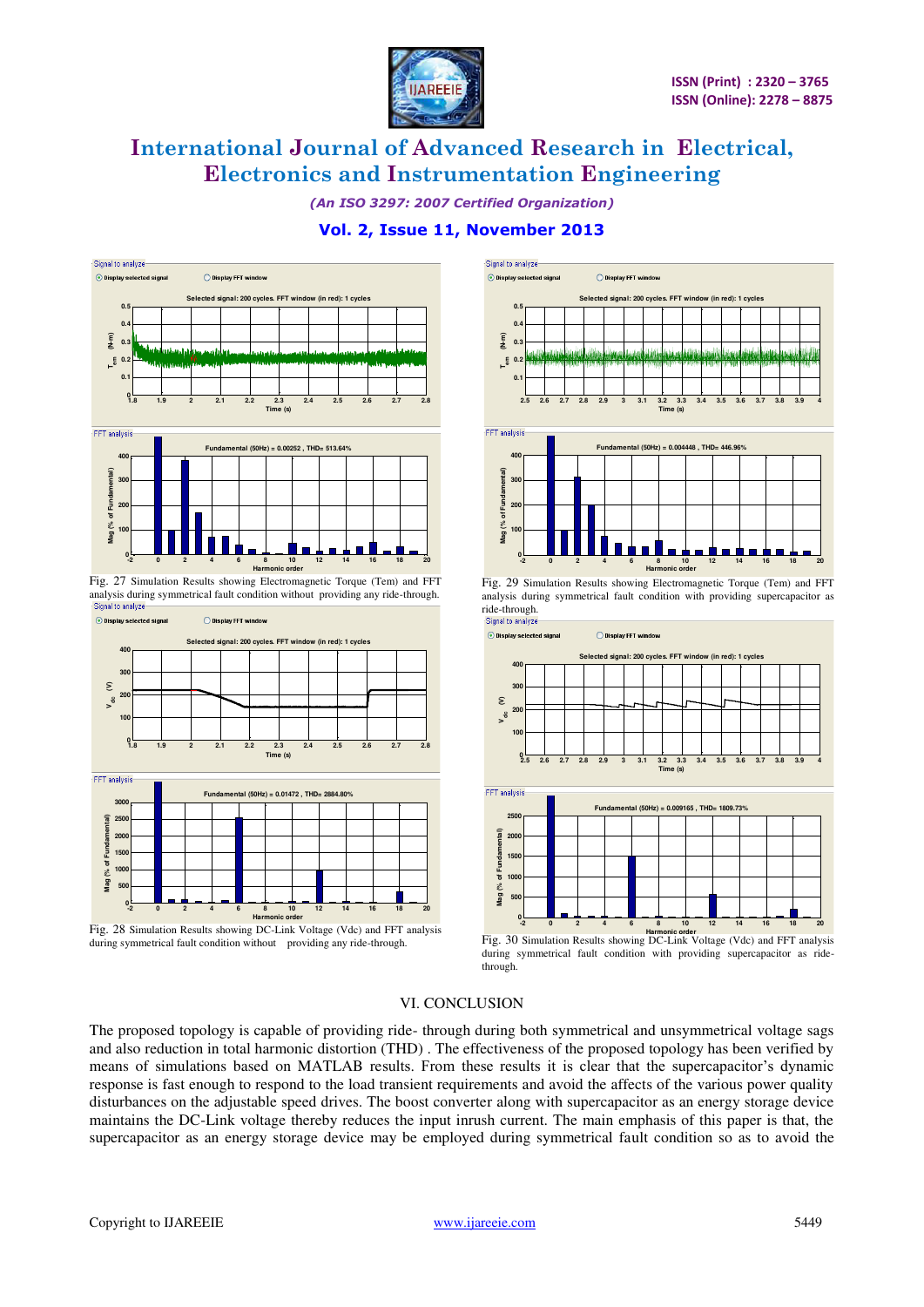Fig. 27 Simulation Results showing Electromagnetic Torque (Tem) and FFT analysis during symmetrical fault condition without providing any ride-through.

Fig. 28 Simulation Results showing DC-Link Voltage (Vdc) and FFT analysis during symmetrical fault condition without providing any ride-through.

Fig. 29 Simulation Results showing Electromagnetic Torque (Tem) and FFT analysis during symmetrical fault condition with providing supercapacitor as ride-through.

Fig. 30 Simulation Results showing DC-Link Voltage (Vdc) and FFT analysis during symmetrical fault condition with providing supercapacitor as ride-through.

## VI. CONCLUSION

The proposed topology is capable of providing ride- through during both symmetrical and unsymmetrical voltage sags and also reduction in total harmonic distortion (THD) . The effectiveness of the proposed topology has been verified by means of simulations based on MATLAB results. From these results it is clear that the supercapacitor's dynamic response is fast enough to respond to the load transient requirements and avoid the affects of the various power quality disturbances on the adjustable speed drives. The boost converter along with supercapacitor as an energy storage device maintains the DC-Link voltage thereby reduces the input inrush current. The main emphasis of this paper is that, the supercapacitor as an energy storage device may be employed during symmetrical fault condition so as to avoid the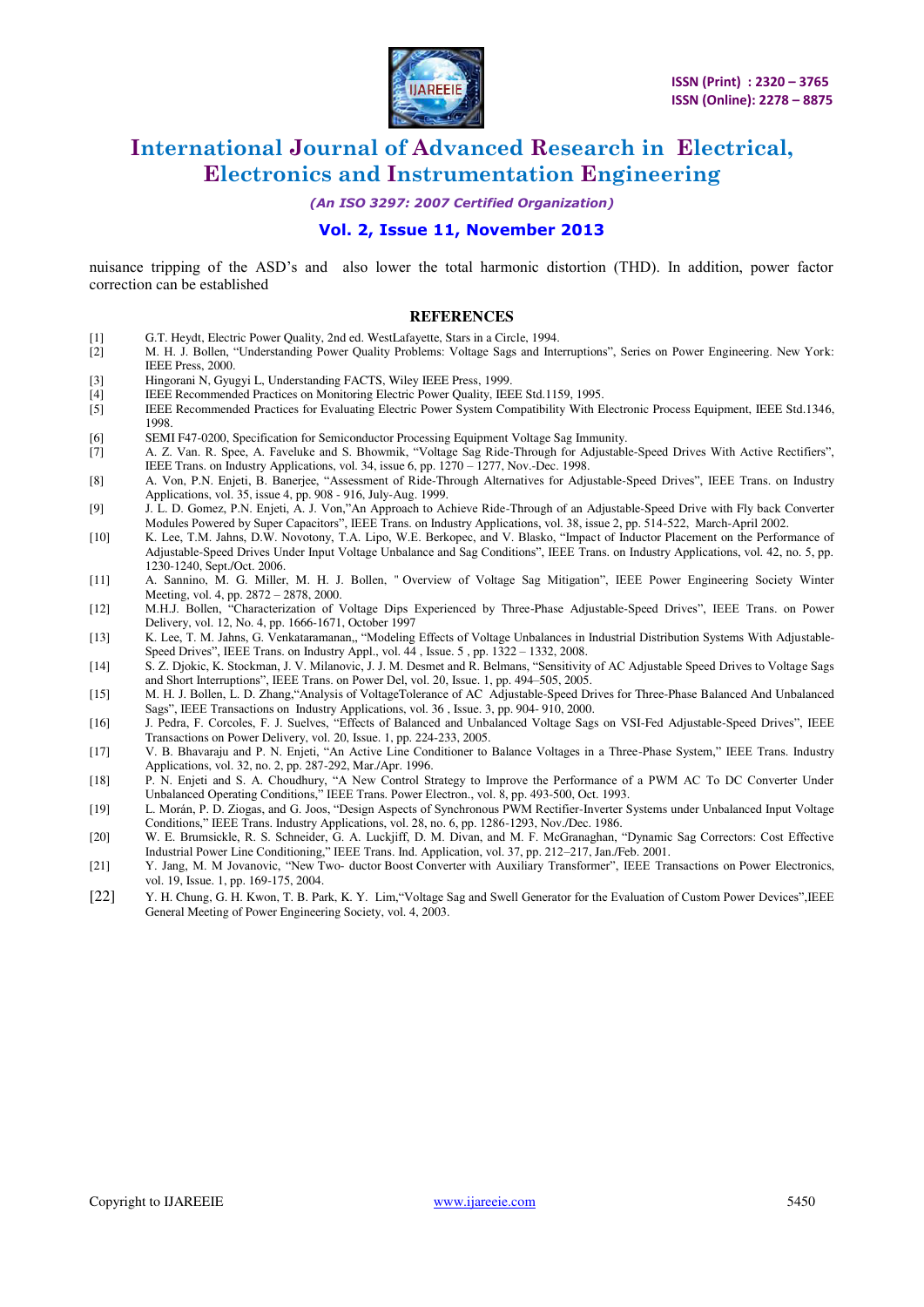nuisance tripping of the ASD's and also lower the total harmonic distortion (THD). In addition, power factor correction can be established

## REFERENCES

[1] G.T. Heydt, Electric Power Quality, 2nd ed. WestLafayette, Stars in a Circle, 1994.

[2] M. H. J. Bollen, "Understanding Power Quality Problems: Voltage Sags and Interruptions", Series on Power Engineering. New York: IEEE Press, 2000.

[3] Hingorani N, Gyugyi L, Understanding FACTS, Wiley IEEE Press, 1999.

[4] IEEE Recommended Practices on Monitoring Electric Power Quality, IEEE Std.1159, 1995.

[5] IEEE Recommended Practices for Evaluating Electric Power System Compatibility With Electronic Process Equipment, IEEE Std.1346, 1998.

[6] SEMI F47-0200, Specification for Semiconductor Processing Equipment Voltage Sag Immunity.

[7] A. Z. Van. R. Spee, A. Faveluke and S. Bhowmik, "Voltage Sag Ride-Through for Adjustable-Speed Drives With Active Rectifiers", IEEE Trans. on Industry Applications, vol. 34, issue 6, pp. 1270 – 1277, Nov.-Dec. 1998.

[8] A. Von, P.N. Enjeti, B. Banerjee, "Assessment of Ride-Through Alternatives for Adjustable-Speed Drives", IEEE Trans. on Industry Applications, vol. 35, issue 4, pp. 908 - 916, July-Aug. 1999.

[9] J. L. D. Gomez, P.N. Enjeti, A. J. Von,"An Approach to Achieve Ride-Through of an Adjustable-Speed Drive with Fly back Converter Modules Powered by Super Capacitors", IEEE Trans. on Industry Applications, vol. 38, issue 2, pp. 514-522, March-April 2002.

[10] K. Lee, T.M. Jahns, D.W. Novotony, T.A. Lipo, W.E. Berkopec, and V. Blasko, "Impact of Inductor Placement on the Performance of Adjustable-Speed Drives Under Input Voltage Unbalance and Sag Conditions", IEEE Trans. on Industry Applications, vol. 42, no. 5, pp. 1230-1240, Sept./Oct. 2006.

[11] A. Sannino, M. G. Miller, M. H. J. Bollen, " Overview of Voltage Sag Mitigation", IEEE Power Engineering Society Winter Meeting, vol. 4, pp. 2872 – 2878, 2000.

[12] M.H.J. Bollen, "Characterization of Voltage Dips Experienced by Three-Phase Adjustable-Speed Drives", IEEE Trans. on Power Delivery, vol. 12, No. 4, pp. 1666-1671, October 1997

[13] K. Lee, T. M. Jahns, G. Venkataramanan,, "Modeling Effects of Voltage Unbalances in Industrial Distribution Systems With Adjustable-Speed Drives", IEEE Trans. on Industry Appl., vol. 44 , Issue. 5 , pp. 1322 – 1332, 2008.

[14] S. Z. Djokic, K. Stockman, J. V. Milanovic, J. J. M. Desmet and R. Belmans, "Sensitivity of AC Adjustable Speed Drives to Voltage Sags and Short Interruptions", IEEE Trans. on Power Del, vol. 20, Issue. 1, pp. 494–505, 2005.

[15] M. H. J. Bollen, L. D. Zhang,"Analysis of VoltageTolerance of AC Adjustable-Speed Drives for Three-Phase Balanced And Unbalanced Sags", IEEE Transactions on Industry Applications, vol. 36 , Issue. 3, pp. 904- 910, 2000.

[16] J. Pedra, F. Corcoles, F. J. Suelves, "Effects of Balanced and Unbalanced Voltage Sags on VSI-Fed Adjustable-Speed Drives", IEEE Transactions on Power Delivery, vol. 20, Issue. 1, pp. 224-233, 2005.

[17] V. B. Bhavaraju and P. N. Enjeti, "An Active Line Conditioner to Balance Voltages in a Three-Phase System," IEEE Trans. Industry Applications, vol. 32, no. 2, pp. 287-292, Mar./Apr. 1996.

[18] P. N. Enjeti and S. A. Choudhury, "A New Control Strategy to Improve the Performance of a PWM AC To DC Converter Under Unbalanced Operating Conditions," IEEE Trans. Power Electron., vol. 8, pp. 493-500, Oct. 1993.

[19] L. Morán, P. D. Ziogas, and G. Joos, "Design Aspects of Synchronous PWM Rectifier-Inverter Systems under Unbalanced Input Voltage Conditions," IEEE Trans. Industry Applications, vol. 28, no. 6, pp. 1286-1293, Nov./Dec. 1986.

[20] W. E. Brumsickle, R. S. Schneider, G. A. Luckjiff, D. M. Divan, and M. F. McGranaghan, "Dynamic Sag Correctors: Cost Effective Industrial Power Line Conditioning," IEEE Trans. Ind. Application, vol. 37, pp. 212–217, Jan./Feb. 2001.

[21] Y. Jang, M. M Jovanovic, "New Two- ductor Boost Converter with Auxiliary Transformer", IEEE Transactions on Power Electronics, vol. 19, Issue. 1, pp. 169-175, 2004.

[22] Y. H. Chung, G. H. Kwon, T. B. Park, K. Y. Lim,"Voltage Sag and Swell Generator for the Evaluation of Custom Power Devices",IEEE General Meeting of Power Engineering Society, vol. 4, 2003.